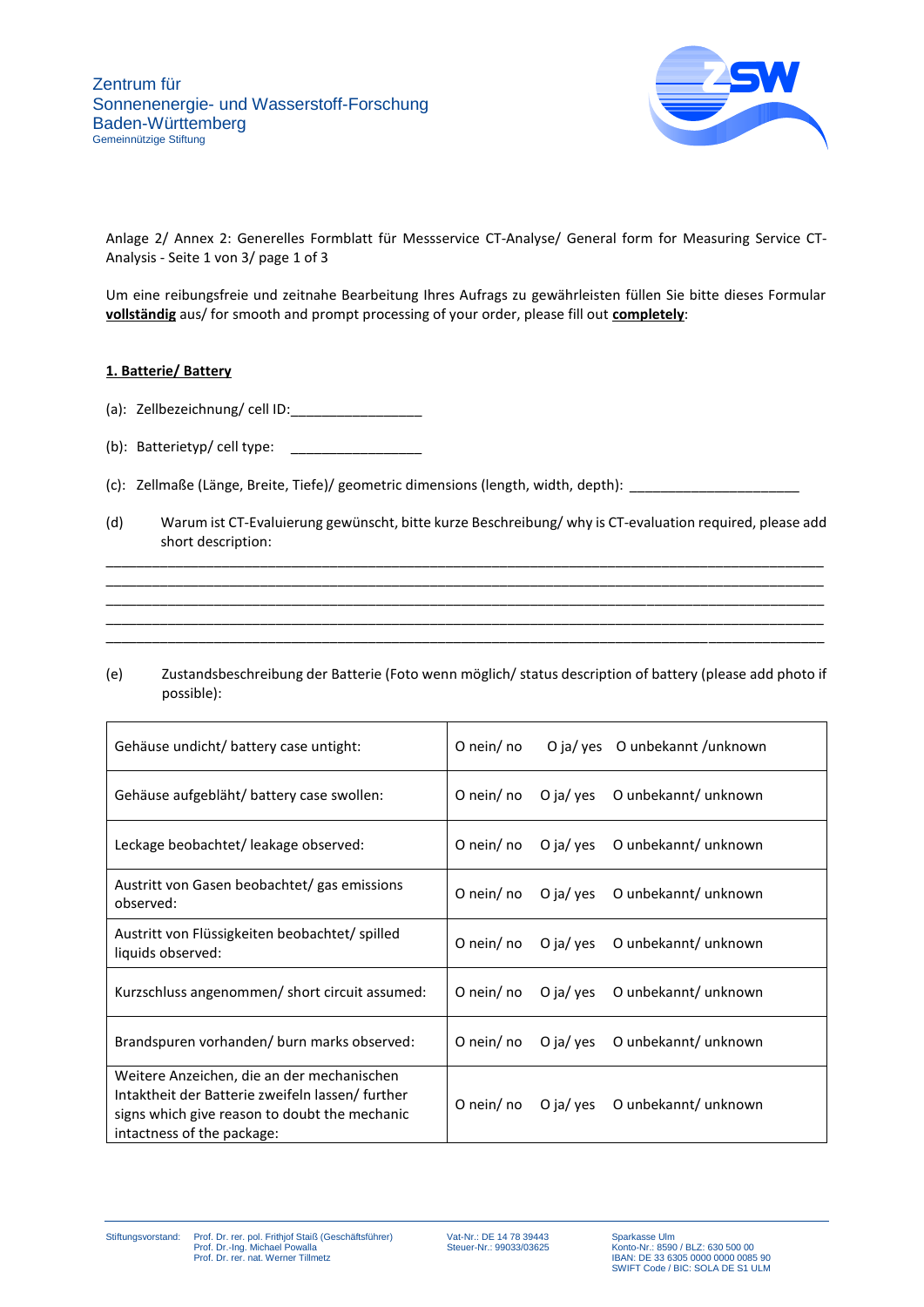Zentrum für
Sonnenenergie- und Wasserstoff-Forschung
Baden-Württemberg
Gemeinnützige Stiftung

Anlage 2/ Annex 2: Generelles Formblatt für Messservice CT-Analyse/ General form for Measuring Service CT-Analysis - Seite 1 von 3/ page 1 of 3

Um eine reibungsfreie und zeitnahe Bearbeitung Ihres Aufrags zu gewährleisten füllen Sie bitte dieses Formular **vollständig** aus/ for smooth and prompt processing of your order, please fill out **completely**:

## 1. Batterie/ Battery

(a): Zellbezeichnung/ cell ID:_________________

(b): Batterietyp/ cell type: _________________

(c): Zellmaße (Länge, Breite, Tiefe)/ geometric dimensions (length, width, depth): ______________________

(d) Warum ist CT-Evaluierung gewünscht, bitte kurze Beschreibung/ why is CT-evaluation required, please add short description:

______________________________________________________________________________________________
______________________________________________________________________________________________
______________________________________________________________________________________________
______________________________________________________________________________________________
______________________________________________________________________________________________

(e) Zustandsbeschreibung der Batterie (Foto wenn möglich/ status description of battery (please add photo if possible):

| | |
|---|---|
| Gehäuse undicht/ battery case untight: | O nein/ no O ja/ yes O unbekannt /unknown |
| Gehäuse aufgebläht/ battery case swollen: | O nein/ no O ja/ yes O unbekannt/ unknown |
| Leckage beobachtet/ leakage observed: | O nein/ no O ja/ yes O unbekannt/ unknown |
| Austritt von Gasen beobachtet/ gas emissions observed: | O nein/ no O ja/ yes O unbekannt/ unknown |
| Austritt von Flüssigkeiten beobachtet/ spilled liquids observed: | O nein/ no O ja/ yes O unbekannt/ unknown |
| Kurzschluss angenommen/ short circuit assumed: | O nein/ no O ja/ yes O unbekannt/ unknown |
| Brandspuren vorhanden/ burn marks observed: | O nein/ no O ja/ yes O unbekannt/ unknown |
| Weitere Anzeichen, die an der mechanischen Intaktheit der Batterie zweifeln lassen/ further signs which give reason to doubt the mechanic intactness of the package: | O nein/ no O ja/ yes O unbekannt/ unknown |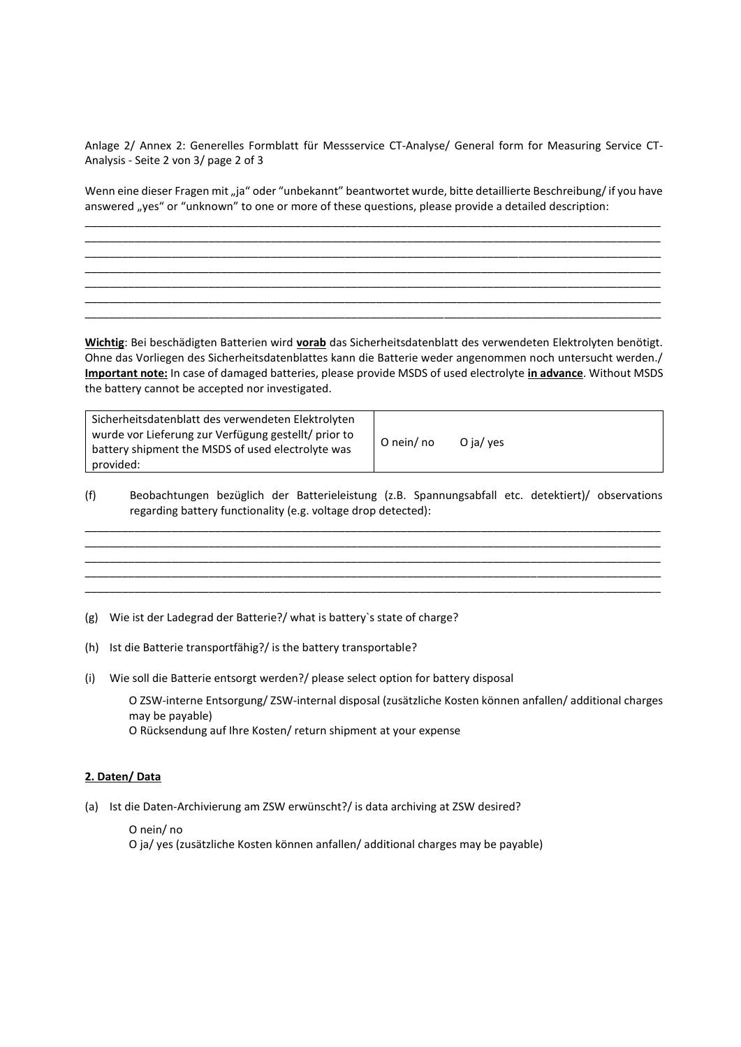Anlage 2/ Annex 2: Generelles Formblatt für Messservice CT-Analyse/ General form for Measuring Service CT-Analysis - Seite 2 von 3/ page 2 of 3

Wenn eine dieser Fragen mit „ja“ oder “unbekannt“ beantwortet wurde, bitte detaillierte Beschreibung/ if you have answered „yes“ or “unknown” to one or more of these questions, please provide a detailed description:

\_\_\_\_\_\_\_\_\_\_\_\_\_\_\_\_\_\_\_\_\_\_\_\_\_\_\_\_\_\_\_\_\_\_\_\_\_\_\_\_\_\_\_\_\_\_\_\_\_\_\_\_\_\_\_\_\_\_\_\_\_\_\_\_\_\_\_\_\_\_\_\_\_\_\_\_\_\_

\_\_\_\_\_\_\_\_\_\_\_\_\_\_\_\_\_\_\_\_\_\_\_\_\_\_\_\_\_\_\_\_\_\_\_\_\_\_\_\_\_\_\_\_\_\_\_\_\_\_\_\_\_\_\_\_\_\_\_\_\_\_\_\_\_\_\_\_\_\_\_\_\_\_\_\_\_\_

\_\_\_\_\_\_\_\_\_\_\_\_\_\_\_\_\_\_\_\_\_\_\_\_\_\_\_\_\_\_\_\_\_\_\_\_\_\_\_\_\_\_\_\_\_\_\_\_\_\_\_\_\_\_\_\_\_\_\_\_\_\_\_\_\_\_\_\_\_\_\_\_\_\_\_\_\_\_

\_\_\_\_\_\_\_\_\_\_\_\_\_\_\_\_\_\_\_\_\_\_\_\_\_\_\_\_\_\_\_\_\_\_\_\_\_\_\_\_\_\_\_\_\_\_\_\_\_\_\_\_\_\_\_\_\_\_\_\_\_\_\_\_\_\_\_\_\_\_\_\_\_\_\_\_\_\_

\_\_\_\_\_\_\_\_\_\_\_\_\_\_\_\_\_\_\_\_\_\_\_\_\_\_\_\_\_\_\_\_\_\_\_\_\_\_\_\_\_\_\_\_\_\_\_\_\_\_\_\_\_\_\_\_\_\_\_\_\_\_\_\_\_\_\_\_\_\_\_\_\_\_\_\_\_\_

\_\_\_\_\_\_\_\_\_\_\_\_\_\_\_\_\_\_\_\_\_\_\_\_\_\_\_\_\_\_\_\_\_\_\_\_\_\_\_\_\_\_\_\_\_\_\_\_\_\_\_\_\_\_\_\_\_\_\_\_\_\_\_\_\_\_\_\_\_\_\_\_\_\_\_\_\_\_

\_\_\_\_\_\_\_\_\_\_\_\_\_\_\_\_\_\_\_\_\_\_\_\_\_\_\_\_\_\_\_\_\_\_\_\_\_\_\_\_\_\_\_\_\_\_\_\_\_\_\_\_\_\_\_\_\_\_\_\_\_\_\_\_\_\_\_\_\_\_\_\_\_\_\_\_\_\_

**Wichtig**: Bei beschädigten Batterien wird **vorab** das Sicherheitsdatenblatt des verwendeten Elektrolyten benötigt. Ohne das Vorliegen des Sicherheitsdatenblattes kann die Batterie weder angenommen noch untersucht werden./ **Important note:** In case of damaged batteries, please provide MSDS of used electrolyte **in advance**. Without MSDS the battery cannot be accepted nor investigated.

| | |
|---|---|
| Sicherheitsdatenblatt des verwendeten Elektrolyten wurde vor Lieferung zur Verfügung gestellt/ prior to battery shipment the MSDS of used electrolyte was provided: | O nein/ no O ja/ yes |

(f) Beobachtungen bezüglich der Batterieleistung (z.B. Spannungsabfall etc. detektiert)/ observations regarding battery functionality (e.g. voltage drop detected):

\_\_\_\_\_\_\_\_\_\_\_\_\_\_\_\_\_\_\_\_\_\_\_\_\_\_\_\_\_\_\_\_\_\_\_\_\_\_\_\_\_\_\_\_\_\_\_\_\_\_\_\_\_\_\_\_\_\_\_\_\_\_\_\_\_\_\_\_\_\_\_\_\_\_\_\_\_\_

\_\_\_\_\_\_\_\_\_\_\_\_\_\_\_\_\_\_\_\_\_\_\_\_\_\_\_\_\_\_\_\_\_\_\_\_\_\_\_\_\_\_\_\_\_\_\_\_\_\_\_\_\_\_\_\_\_\_\_\_\_\_\_\_\_\_\_\_\_\_\_\_\_\_\_\_\_\_

\_\_\_\_\_\_\_\_\_\_\_\_\_\_\_\_\_\_\_\_\_\_\_\_\_\_\_\_\_\_\_\_\_\_\_\_\_\_\_\_\_\_\_\_\_\_\_\_\_\_\_\_\_\_\_\_\_\_\_\_\_\_\_\_\_\_\_\_\_\_\_\_\_\_\_\_\_\_

\_\_\_\_\_\_\_\_\_\_\_\_\_\_\_\_\_\_\_\_\_\_\_\_\_\_\_\_\_\_\_\_\_\_\_\_\_\_\_\_\_\_\_\_\_\_\_\_\_\_\_\_\_\_\_\_\_\_\_\_\_\_\_\_\_\_\_\_\_\_\_\_\_\_\_\_\_\_

\_\_\_\_\_\_\_\_\_\_\_\_\_\_\_\_\_\_\_\_\_\_\_\_\_\_\_\_\_\_\_\_\_\_\_\_\_\_\_\_\_\_\_\_\_\_\_\_\_\_\_\_\_\_\_\_\_\_\_\_\_\_\_\_\_\_\_\_\_\_\_\_\_\_\_\_\_\_

(g) Wie ist der Ladegrad der Batterie?/ what is battery`s state of charge?

(h) Ist die Batterie transportfähig?/ is the battery transportable?

(i) Wie soll die Batterie entsorgt werden?/ please select option for battery disposal

O ZSW-interne Entsorgung/ ZSW-internal disposal (zusätzliche Kosten können anfallen/ additional charges may be payable)
O Rücksendung auf Ihre Kosten/ return shipment at your expense

## 2. Daten/ Data

(a) Ist die Daten-Archivierung am ZSW erwünscht?/ is data archiving at ZSW desired?

O nein/ no
O ja/ yes (zusätzliche Kosten können anfallen/ additional charges may be payable)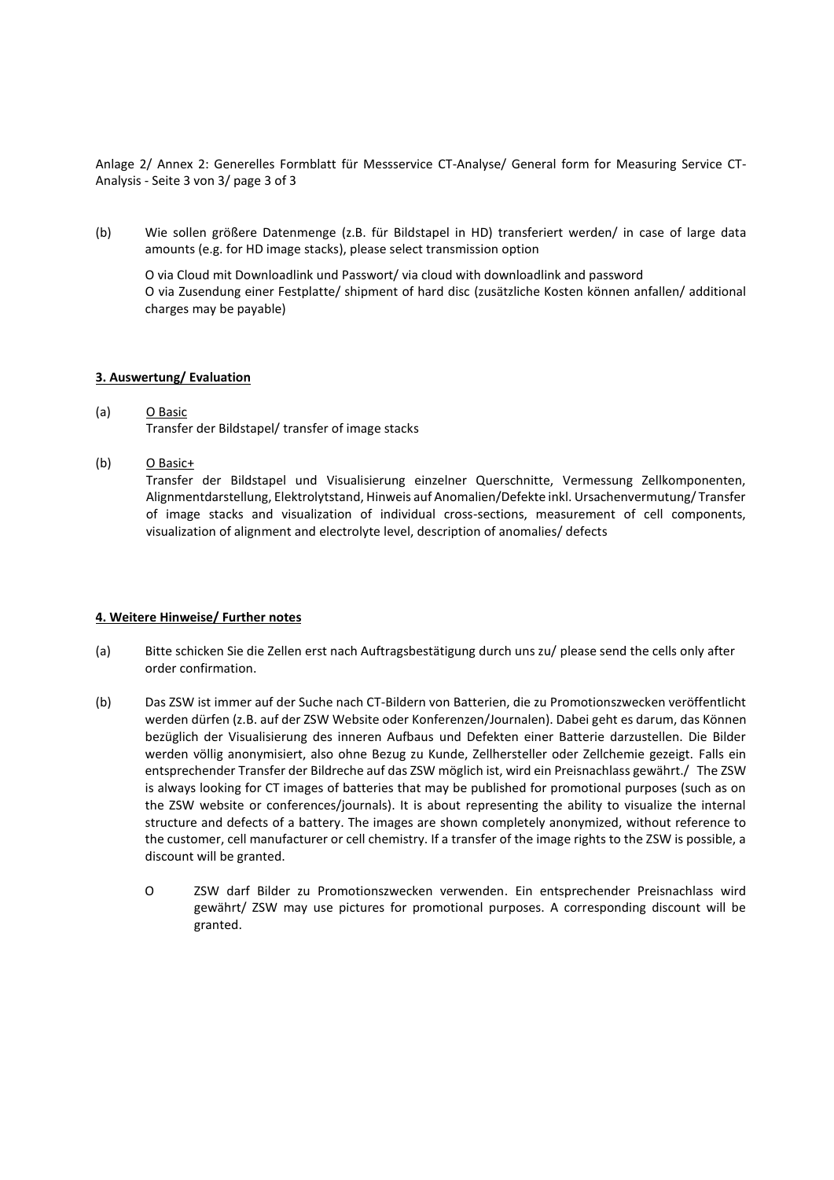Anlage 2/ Annex 2: Generelles Formblatt für Messservice CT-Analyse/ General form for Measuring Service CT-Analysis - Seite 3 von 3/ page 3 of 3

(b) Wie sollen größere Datenmenge (z.B. für Bildstapel in HD) transferiert werden/ in case of large data amounts (e.g. for HD image stacks), please select transmission option

O via Cloud mit Downloadlink und Passwort/ via cloud with downloadlink and password
O via Zusendung einer Festplatte/ shipment of hard disc (zusätzliche Kosten können anfallen/ additional charges may be payable)

**3. Auswertung/ Evaluation**

(a) O Basic
Transfer der Bildstapel/ transfer of image stacks

(b) O Basic+
Transfer der Bildstapel und Visualisierung einzelner Querschnitte, Vermessung Zellkomponenten, Alignmentdarstellung, Elektrolytstand, Hinweis auf Anomalien/Defekte inkl. Ursachenvermutung/ Transfer of image stacks and visualization of individual cross-sections, measurement of cell components, visualization of alignment and electrolyte level, description of anomalies/ defects

**4. Weitere Hinweise/ Further notes**

(a) Bitte schicken Sie die Zellen erst nach Auftragsbestätigung durch uns zu/ please send the cells only after order confirmation.

(b) Das ZSW ist immer auf der Suche nach CT-Bildern von Batterien, die zu Promotionszwecken veröffentlicht werden dürfen (z.B. auf der ZSW Website oder Konferenzen/Journalen). Dabei geht es darum, das Können bezüglich der Visualisierung des inneren Aufbaus und Defekten einer Batterie darzustellen. Die Bilder werden völlig anonymisiert, also ohne Bezug zu Kunde, Zellhersteller oder Zellchemie gezeigt. Falls ein entsprechender Transfer der Bildreche auf das ZSW möglich ist, wird ein Preisnachlass gewährt./ The ZSW is always looking for CT images of batteries that may be published for promotional purposes (such as on the ZSW website or conferences/journals). It is about representing the ability to visualize the internal structure and defects of a battery. The images are shown completely anonymized, without reference to the customer, cell manufacturer or cell chemistry. If a transfer of the image rights to the ZSW is possible, a discount will be granted.

O ZSW darf Bilder zu Promotionszwecken verwenden. Ein entsprechender Preisnachlass wird gewährt/ ZSW may use pictures for promotional purposes. A corresponding discount will be granted.